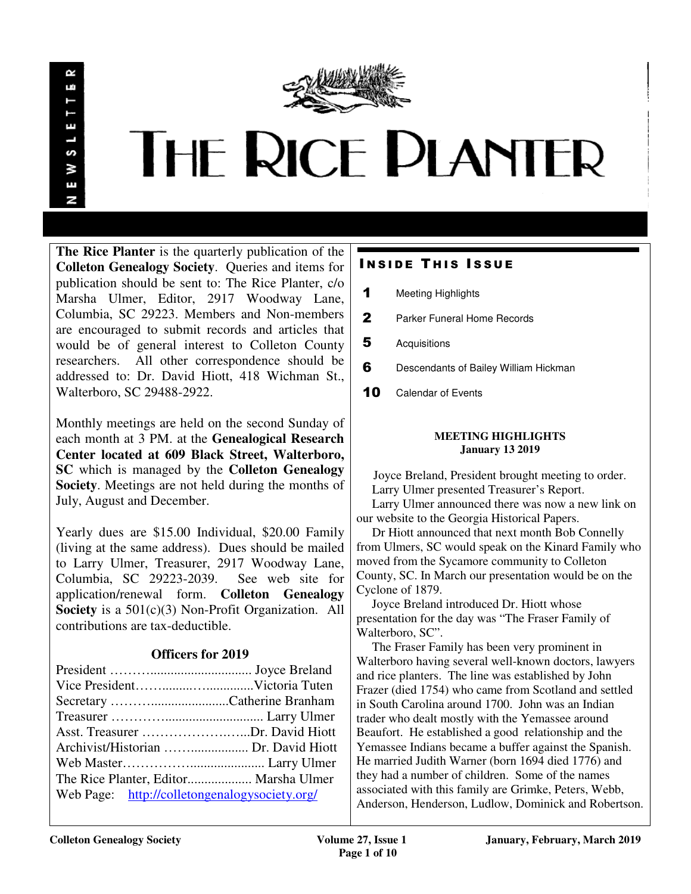NEWSLETTER

# THE RICE PLANTER

**The Rice Planter** is the quarterly publication of the **Colleton Genealogy Society**. Queries and items for publication should be sent to: The Rice Planter, c/o Marsha Ulmer, Editor, 2917 Woodway Lane, Columbia, SC 29223. Members and Non-members are encouraged to submit records and articles that would be of general interest to Colleton County researchers. All other correspondence should be addressed to: Dr. David Hiott, 418 Wichman St., Walterboro, SC 29488-2922.

Monthly meetings are held on the second Sunday of each month at 3 PM. at the **Genealogical Research Center located at 609 Black Street, Walterboro, SC** which is managed by the **Colleton Genealogy Society**. Meetings are not held during the months of July, August and December.

Yearly dues are $15.00 Individual, $20.00 Family (living at the same address). Dues should be mailed to Larry Ulmer, Treasurer, 2917 Woodway Lane, Columbia, SC 29223-2039. See web site for application/renewal form. **Colleton Genealogy Society** is a 501(c)(3) Non-Profit Organization. All contributions are tax-deductible.

### Officers for 2019

President ………............................. Joyce Breland
Vice President……..........…..............Victoria Tuten
Secretary ……….......................Catherine Branham
Treasurer ………............................. Larry Ulmer
Asst. Treasurer ……………….…...Dr. David Hiott
Archivist/Historian ……................. Dr. David Hiott
Web Master……………..................... Larry Ulmer
The Rice Planter, Editor................... Marsha Ulmer
Web Page: http://colletongenalogysociety.org/

## INSIDE THIS ISSUE

- **1** Meeting Highlights
- **2** Parker Funeral Home Records
- **5** Acquisitions
- **6** Descendants of Bailey William Hickman
- **10** Calendar of Events

### MEETING HIGHLIGHTS
**January 13 2019**

Joyce Breland, President brought meeting to order.

Larry Ulmer presented Treasurer's Report.

Larry Ulmer announced there was now a new link on our website to the Georgia Historical Papers.

Dr Hiott announced that next month Bob Connelly from Ulmers, SC would speak on the Kinard Family who moved from the Sycamore community to Colleton County, SC. In March our presentation would be on the Cyclone of 1879.

Joyce Breland introduced Dr. Hiott whose presentation for the day was "The Fraser Family of Walterboro, SC".

The Fraser Family has been very prominent in Walterboro having several well-known doctors, lawyers and rice planters. The line was established by John Frazer (died 1754) who came from Scotland and settled in South Carolina around 1700. John was an Indian trader who dealt mostly with the Yemassee around Beaufort. He established a good relationship and the Yemassee Indians became a buffer against the Spanish. He married Judith Warner (born 1694 died 1776) and they had a number of children. Some of the names associated with this family are Grimke, Peters, Webb, Anderson, Henderson, Ludlow, Dominick and Robertson.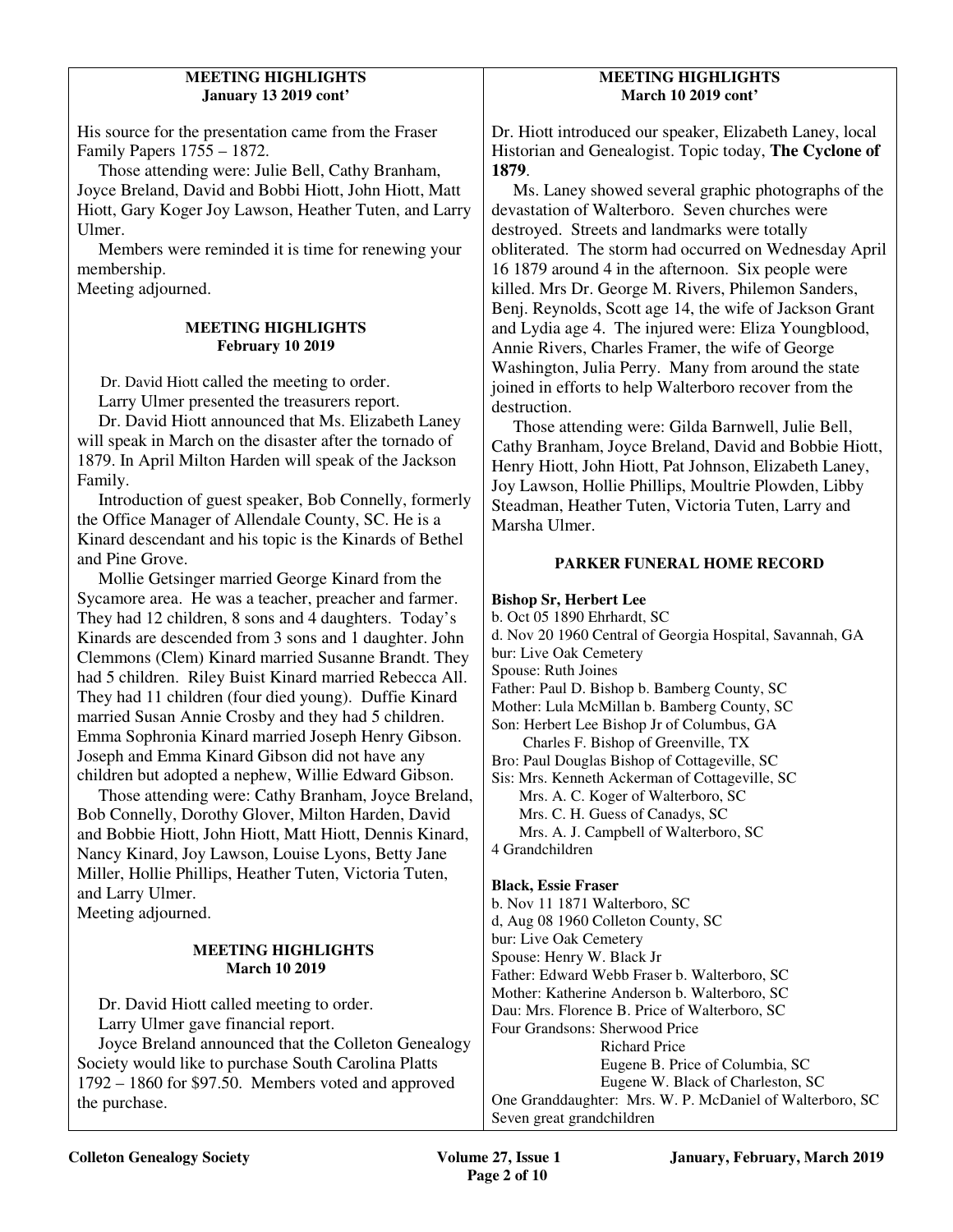**MEETING HIGHLIGHTS**
**January 13 2019 cont'**

His source for the presentation came from the Fraser Family Papers 1755 – 1872.

Those attending were: Julie Bell, Cathy Branham, Joyce Breland, David and Bobbi Hiott, John Hiott, Matt Hiott, Gary Koger Joy Lawson, Heather Tuten, and Larry Ulmer.

Members were reminded it is time for renewing your membership.

Meeting adjourned.

**MEETING HIGHLIGHTS**
**February 10 2019**

Dr. David Hiott called the meeting to order.

Larry Ulmer presented the treasurers report.

Dr. David Hiott announced that Ms. Elizabeth Laney will speak in March on the disaster after the tornado of 1879. In April Milton Harden will speak of the Jackson Family.

Introduction of guest speaker, Bob Connelly, formerly the Office Manager of Allendale County, SC. He is a Kinard descendant and his topic is the Kinards of Bethel and Pine Grove.

Mollie Getsinger married George Kinard from the Sycamore area. He was a teacher, preacher and farmer. They had 12 children, 8 sons and 4 daughters. Today's Kinards are descended from 3 sons and 1 daughter. John Clemmons (Clem) Kinard married Susanne Brandt. They had 5 children. Riley Buist Kinard married Rebecca All. They had 11 children (four died young). Duffie Kinard married Susan Annie Crosby and they had 5 children. Emma Sophronia Kinard married Joseph Henry Gibson. Joseph and Emma Kinard Gibson did not have any children but adopted a nephew, Willie Edward Gibson.

Those attending were: Cathy Branham, Joyce Breland, Bob Connelly, Dorothy Glover, Milton Harden, David and Bobbie Hiott, John Hiott, Matt Hiott, Dennis Kinard, Nancy Kinard, Joy Lawson, Louise Lyons, Betty Jane Miller, Hollie Phillips, Heather Tuten, Victoria Tuten, and Larry Ulmer.

Meeting adjourned.

**MEETING HIGHLIGHTS**
**March 10 2019**

Dr. David Hiott called meeting to order.

Larry Ulmer gave financial report.

Joyce Breland announced that the Colleton Genealogy Society would like to purchase South Carolina Platts 1792 – 1860 for $97.50. Members voted and approved the purchase.

**MEETING HIGHLIGHTS**
**March 10 2019 cont'**

Dr. Hiott introduced our speaker, Elizabeth Laney, local Historian and Genealogist. Topic today, **The Cyclone of 1879**.

Ms. Laney showed several graphic photographs of the devastation of Walterboro. Seven churches were destroyed. Streets and landmarks were totally obliterated. The storm had occurred on Wednesday April 16 1879 around 4 in the afternoon. Six people were killed. Mrs Dr. George M. Rivers, Philemon Sanders, Benj. Reynolds, Scott age 14, the wife of Jackson Grant and Lydia age 4. The injured were: Eliza Youngblood, Annie Rivers, Charles Framer, the wife of George Washington, Julia Perry. Many from around the state joined in efforts to help Walterboro recover from the destruction.

Those attending were: Gilda Barnwell, Julie Bell, Cathy Branham, Joyce Breland, David and Bobbie Hiott, Henry Hiott, John Hiott, Pat Johnson, Elizabeth Laney, Joy Lawson, Hollie Phillips, Moultrie Plowden, Libby Steadman, Heather Tuten, Victoria Tuten, Larry and Marsha Ulmer.

**PARKER FUNERAL HOME RECORD**

**Bishop Sr, Herbert Lee**
b. Oct 05 1890 Ehrhardt, SC
d. Nov 20 1960 Central of Georgia Hospital, Savannah, GA
bur: Live Oak Cemetery
Spouse: Ruth Joines
Father: Paul D. Bishop b. Bamberg County, SC
Mother: Lula McMillan b. Bamberg County, SC
Son: Herbert Lee Bishop Jr of Columbus, GA
Charles F. Bishop of Greenville, TX
Bro: Paul Douglas Bishop of Cottageville, SC
Sis: Mrs. Kenneth Ackerman of Cottageville, SC
Mrs. A. C. Koger of Walterboro, SC
Mrs. C. H. Guess of Canadys, SC
Mrs. A. J. Campbell of Walterboro, SC
4 Grandchildren

**Black, Essie Fraser**
b. Nov 11 1871 Walterboro, SC
d, Aug 08 1960 Colleton County, SC
bur: Live Oak Cemetery
Spouse: Henry W. Black Jr
Father: Edward Webb Fraser b. Walterboro, SC
Mother: Katherine Anderson b. Walterboro, SC
Dau: Mrs. Florence B. Price of Walterboro, SC
Four Grandsons: Sherwood Price
Richard Price
Eugene B. Price of Columbia, SC
Eugene W. Black of Charleston, SC
One Granddaughter: Mrs. W. P. McDaniel of Walterboro, SC
Seven great grandchildren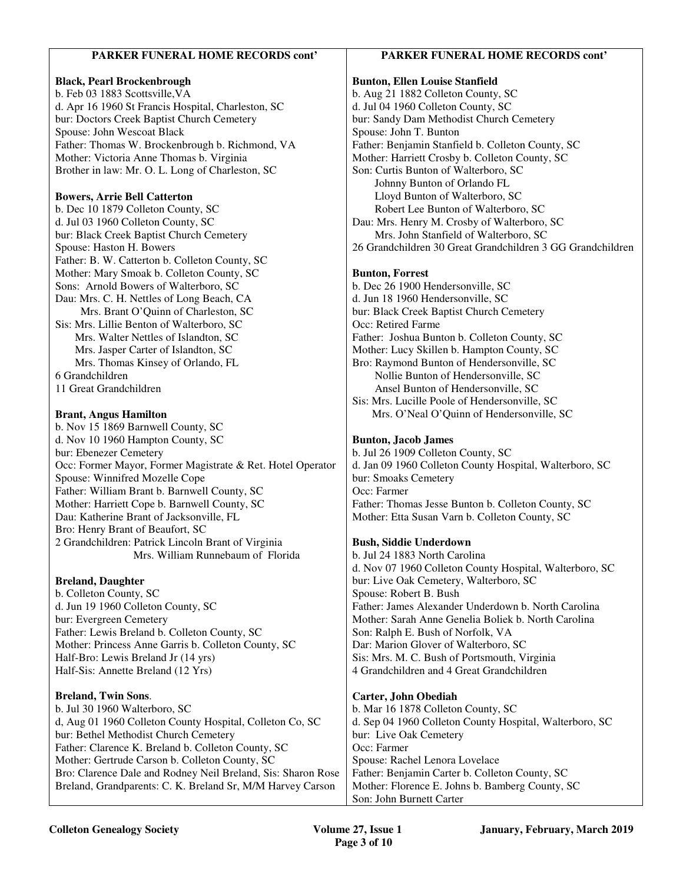## PARKER FUNERAL HOME RECORDS cont'

**Black, Pearl Brockenbrough**
b. Feb 03 1883 Scottsville,VA
d. Apr 16 1960 St Francis Hospital, Charleston, SC
bur: Doctors Creek Baptist Church Cemetery
Spouse: John Wescoat Black
Father: Thomas W. Brockenbrough b. Richmond, VA
Mother: Victoria Anne Thomas b. Virginia
Brother in law: Mr. O. L. Long of Charleston, SC

**Bowers, Arrie Bell Catterton**
b. Dec 10 1879 Colleton County, SC
d. Jul 03 1960 Colleton County, SC
bur: Black Creek Baptist Church Cemetery
Spouse: Haston H. Bowers
Father: B. W. Catterton b. Colleton County, SC
Mother: Mary Smoak b. Colleton County, SC
Sons: Arnold Bowers of Walterboro, SC
Dau: Mrs. C. H. Nettles of Long Beach, CA
Mrs. Brant O'Quinn of Charleston, SC
Sis: Mrs. Lillie Benton of Walterboro, SC
Mrs. Walter Nettles of Islandton, SC
Mrs. Jasper Carter of Islandton, SC
Mrs. Thomas Kinsey of Orlando, FL
6 Grandchildren
11 Great Grandchildren

**Brant, Angus Hamilton**
b. Nov 15 1869 Barnwell County, SC
d. Nov 10 1960 Hampton County, SC
bur: Ebenezer Cemetery
Occ: Former Mayor, Former Magistrate & Ret. Hotel Operator
Spouse: Winnifred Mozelle Cope
Father: William Brant b. Barnwell County, SC
Mother: Harriett Cope b. Barnwell County, SC
Dau: Katherine Brant of Jacksonville, FL
Bro: Henry Brant of Beaufort, SC
2 Grandchildren: Patrick Lincoln Brant of Virginia
Mrs. William Runnebaum of Florida

**Breland, Daughter**
b. Colleton County, SC
d. Jun 19 1960 Colleton County, SC
bur: Evergreen Cemetery
Father: Lewis Breland b. Colleton County, SC
Mother: Princess Anne Garris b. Colleton County, SC
Half-Bro: Lewis Breland Jr (14 yrs)
Half-Sis: Annette Breland (12 Yrs)

**Breland, Twin Sons**.
b. Jul 30 1960 Walterboro, SC
d, Aug 01 1960 Colleton County Hospital, Colleton Co, SC
bur: Bethel Methodist Church Cemetery
Father: Clarence K. Breland b. Colleton County, SC
Mother: Gertrude Carson b. Colleton County, SC
Bro: Clarence Dale and Rodney Neil Breland, Sis: Sharon Rose Breland, Grandparents: C. K. Breland Sr, M/M Harvey Carson

**Bunton, Ellen Louise Stanfield**
b. Aug 21 1882 Colleton County, SC
d. Jul 04 1960 Colleton County, SC
bur: Sandy Dam Methodist Church Cemetery
Spouse: John T. Bunton
Father: Benjamin Stanfield b. Colleton County, SC
Mother: Harriett Crosby b. Colleton County, SC
Son: Curtis Bunton of Walterboro, SC
Johnny Bunton of Orlando FL
Lloyd Bunton of Walterboro, SC
Robert Lee Bunton of Walterboro, SC
Dau: Mrs. Henry M. Crosby of Walterboro, SC
Mrs. John Stanfield of Walterboro, SC
26 Grandchildren 30 Great Grandchildren 3 GG Grandchildren

**Bunton, Forrest**
b. Dec 26 1900 Hendersonville, SC
d. Jun 18 1960 Hendersonville, SC
bur: Black Creek Baptist Church Cemetery
Occ: Retired Farme
Father: Joshua Bunton b. Colleton County, SC
Mother: Lucy Skillen b. Hampton County, SC
Bro: Raymond Bunton of Hendersonville, SC
Nollie Bunton of Hendersonville, SC
Ansel Bunton of Hendersonville, SC
Sis: Mrs. Lucille Poole of Hendersonville, SC
Mrs. O'Neal O'Quinn of Hendersonville, SC

**Bunton, Jacob James**
b. Jul 26 1909 Colleton County, SC
d. Jan 09 1960 Colleton County Hospital, Walterboro, SC
bur: Smoaks Cemetery
Occ: Farmer
Father: Thomas Jesse Bunton b. Colleton County, SC
Mother: Etta Susan Varn b. Colleton County, SC

**Bush, Siddie Underdown**
b. Jul 24 1883 North Carolina
d. Nov 07 1960 Colleton County Hospital, Walterboro, SC
bur: Live Oak Cemetery, Walterboro, SC
Spouse: Robert B. Bush
Father: James Alexander Underdown b. North Carolina
Mother: Sarah Anne Genelia Boliek b. North Carolina
Son: Ralph E. Bush of Norfolk, VA
Dar: Marion Glover of Walterboro, SC
Sis: Mrs. M. C. Bush of Portsmouth, Virginia
4 Grandchildren and 4 Great Grandchildren

**Carter, John Obediah**
b. Mar 16 1878 Colleton County, SC
d. Sep 04 1960 Colleton County Hospital, Walterboro, SC
bur: Live Oak Cemetery
Occ: Farmer
Spouse: Rachel Lenora Lovelace
Father: Benjamin Carter b. Colleton County, SC
Mother: Florence E. Johns b. Bamberg County, SC
Son: John Burnett Carter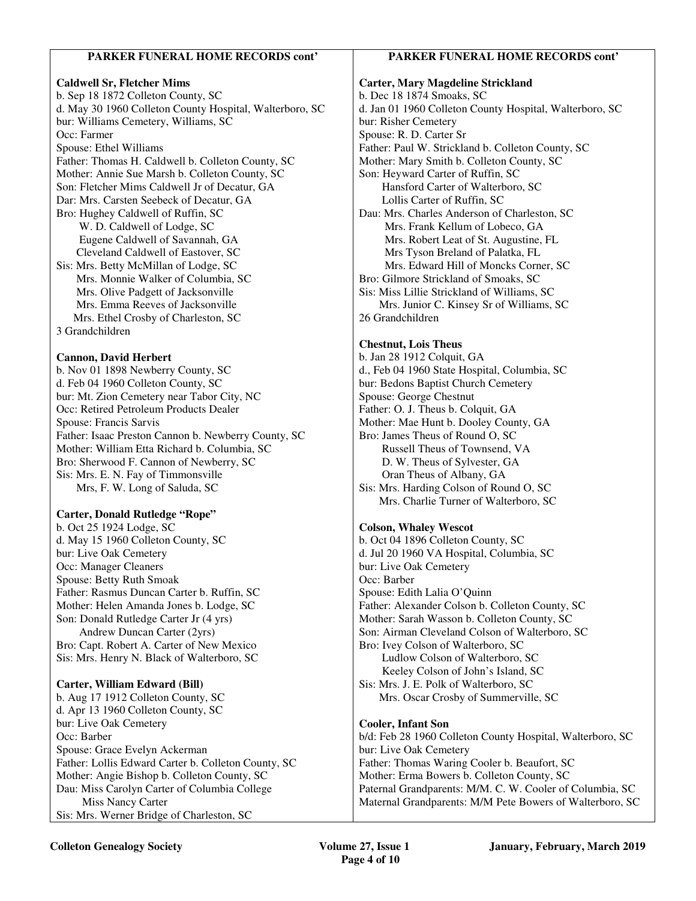## PARKER FUNERAL HOME RECORDS cont'

**Caldwell Sr, Fletcher Mims**
b. Sep 18 1872 Colleton County, SC
d. May 30 1960 Colleton County Hospital, Walterboro, SC
bur: Williams Cemetery, Williams, SC
Occ: Farmer
Spouse: Ethel Williams
Father: Thomas H. Caldwell b. Colleton County, SC
Mother: Annie Sue Marsh b. Colleton County, SC
Son: Fletcher Mims Caldwell Jr of Decatur, GA
Dar: Mrs. Carsten Seebeck of Decatur, GA
Bro: Hughey Caldwell of Ruffin, SC
W. D. Caldwell of Lodge, SC
Eugene Caldwell of Savannah, GA
Cleveland Caldwell of Eastover, SC
Sis: Mrs. Betty McMillan of Lodge, SC
Mrs. Monnie Walker of Columbia, SC
Mrs. Olive Padgett of Jacksonville
Mrs. Emma Reeves of Jacksonville
Mrs. Ethel Crosby of Charleston, SC
3 Grandchildren

**Cannon, David Herbert**
b. Nov 01 1898 Newberry County, SC
d. Feb 04 1960 Colleton County, SC
bur: Mt. Zion Cemetery near Tabor City, NC
Occ: Retired Petroleum Products Dealer
Spouse: Francis Sarvis
Father: Isaac Preston Cannon b. Newberry County, SC
Mother: William Etta Richard b. Columbia, SC
Bro: Sherwood F. Cannon of Newberry, SC
Sis: Mrs. E. N. Fay of Timmonsville
Mrs, F. W. Long of Saluda, SC

**Carter, Donald Rutledge "Rope"**
b. Oct 25 1924 Lodge, SC
d. May 15 1960 Colleton County, SC
bur: Live Oak Cemetery
Occ: Manager Cleaners
Spouse: Betty Ruth Smoak
Father: Rasmus Duncan Carter b. Ruffin, SC
Mother: Helen Amanda Jones b. Lodge, SC
Son: Donald Rutledge Carter Jr (4 yrs)
Andrew Duncan Carter (2yrs)
Bro: Capt. Robert A. Carter of New Mexico
Sis: Mrs. Henry N. Black of Walterboro, SC

**Carter, William Edward (Bill)**
b. Aug 17 1912 Colleton County, SC
d. Apr 13 1960 Colleton County, SC
bur: Live Oak Cemetery
Occ: Barber
Spouse: Grace Evelyn Ackerman
Father: Lollis Edward Carter b. Colleton County, SC
Mother: Angie Bishop b. Colleton County, SC
Dau: Miss Carolyn Carter of Columbia College
Miss Nancy Carter
Sis: Mrs. Werner Bridge of Charleston, SC

**Carter, Mary Magdeline Strickland**
b. Dec 18 1874 Smoaks, SC
d. Jan 01 1960 Colleton County Hospital, Walterboro, SC
bur: Risher Cemetery
Spouse: R. D. Carter Sr
Father: Paul W. Strickland b. Colleton County, SC
Mother: Mary Smith b. Colleton County, SC
Son: Heyward Carter of Ruffin, SC
Hansford Carter of Walterboro, SC
Lollis Carter of Ruffin, SC
Dau: Mrs. Charles Anderson of Charleston, SC
Mrs. Frank Kellum of Lobeco, GA
Mrs. Robert Leat of St. Augustine, FL
Mrs Tyson Breland of Palatka, FL
Mrs. Edward Hill of Moncks Corner, SC
Bro: Gilmore Strickland of Smoaks, SC
Sis: Miss Lillie Strickland of Williams, SC
Mrs. Junior C. Kinsey Sr of Williams, SC
26 Grandchildren

**Chestnut, Lois Theus**
b. Jan 28 1912 Colquit, GA
d., Feb 04 1960 State Hospital, Columbia, SC
bur: Bedons Baptist Church Cemetery
Spouse: George Chestnut
Father: O. J. Theus b. Colquit, GA
Mother: Mae Hunt b. Dooley County, GA
Bro: James Theus of Round O, SC
Russell Theus of Townsend, VA
D. W. Theus of Sylvester, GA
Oran Theus of Albany, GA
Sis: Mrs. Harding Colson of Round O, SC
Mrs. Charlie Turner of Walterboro, SC

**Colson, Whaley Wescot**
b. Oct 04 1896 Colleton County, SC
d. Jul 20 1960 VA Hospital, Columbia, SC
bur: Live Oak Cemetery
Occ: Barber
Spouse: Edith Lalia O'Quinn
Father: Alexander Colson b. Colleton County, SC
Mother: Sarah Wasson b. Colleton County, SC
Son: Airman Cleveland Colson of Walterboro, SC
Bro: Ivey Colson of Walterboro, SC
Ludlow Colson of Walterboro, SC
Keeley Colson of John's Island, SC
Sis: Mrs. J. E. Polk of Walterboro, SC
Mrs. Oscar Crosby of Summerville, SC

**Cooler, Infant Son**
b/d: Feb 28 1960 Colleton County Hospital, Walterboro, SC
bur: Live Oak Cemetery
Father: Thomas Waring Cooler b. Beaufort, SC
Mother: Erma Bowers b. Colleton County, SC
Paternal Grandparents: M/M. C. W. Cooler of Columbia, SC
Maternal Grandparents: M/M Pete Bowers of Walterboro, SC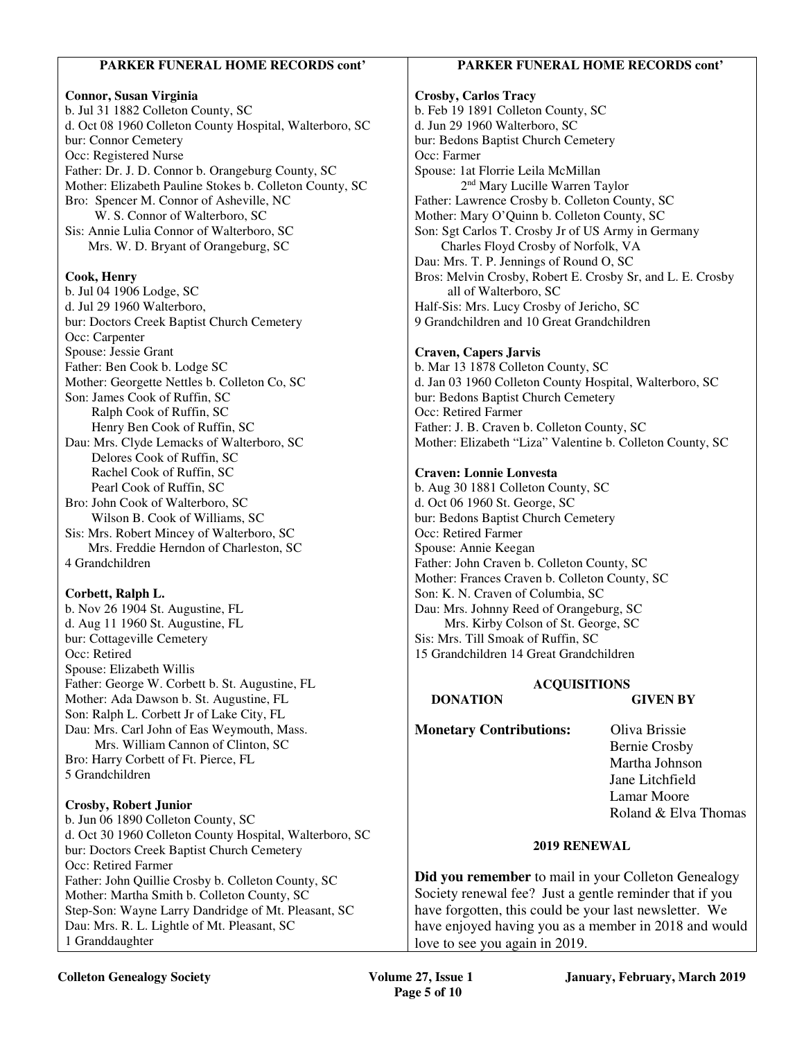## PARKER FUNERAL HOME RECORDS cont'

**Connor, Susan Virginia**
b. Jul 31 1882 Colleton County, SC
d. Oct 08 1960 Colleton County Hospital, Walterboro, SC
bur: Connor Cemetery
Occ: Registered Nurse
Father: Dr. J. D. Connor b. Orangeburg County, SC
Mother: Elizabeth Pauline Stokes b. Colleton County, SC
Bro: Spencer M. Connor of Asheville, NC
W. S. Connor of Walterboro, SC
Sis: Annie Lulia Connor of Walterboro, SC
Mrs. W. D. Bryant of Orangeburg, SC

**Cook, Henry**
b. Jul 04 1906 Lodge, SC
d. Jul 29 1960 Walterboro,
bur: Doctors Creek Baptist Church Cemetery
Occ: Carpenter
Spouse: Jessie Grant
Father: Ben Cook b. Lodge SC
Mother: Georgette Nettles b. Colleton Co, SC
Son: James Cook of Ruffin, SC
Ralph Cook of Ruffin, SC
Henry Ben Cook of Ruffin, SC
Dau: Mrs. Clyde Lemacks of Walterboro, SC
Delores Cook of Ruffin, SC
Rachel Cook of Ruffin, SC
Pearl Cook of Ruffin, SC
Bro: John Cook of Walterboro, SC
Wilson B. Cook of Williams, SC
Sis: Mrs. Robert Mincey of Walterboro, SC
Mrs. Freddie Herndon of Charleston, SC
4 Grandchildren

**Corbett, Ralph L.**
b. Nov 26 1904 St. Augustine, FL
d. Aug 11 1960 St. Augustine, FL
bur: Cottageville Cemetery
Occ: Retired
Spouse: Elizabeth Willis
Father: George W. Corbett b. St. Augustine, FL
Mother: Ada Dawson b. St. Augustine, FL
Son: Ralph L. Corbett Jr of Lake City, FL
Dau: Mrs. Carl John of Eas Weymouth, Mass.
Mrs. William Cannon of Clinton, SC
Bro: Harry Corbett of Ft. Pierce, FL
5 Grandchildren

**Crosby, Robert Junior**
b. Jun 06 1890 Colleton County, SC
d. Oct 30 1960 Colleton County Hospital, Walterboro, SC
bur: Doctors Creek Baptist Church Cemetery
Occ: Retired Farmer
Father: John Quillie Crosby b. Colleton County, SC
Mother: Martha Smith b. Colleton County, SC
Step-Son: Wayne Larry Dandridge of Mt. Pleasant, SC
Dau: Mrs. R. L. Lightle of Mt. Pleasant, SC
1 Granddaughter

**Crosby, Carlos Tracy**
b. Feb 19 1891 Colleton County, SC
d. Jun 29 1960 Walterboro, SC
bur: Bedons Baptist Church Cemetery
Occ: Farmer
Spouse: 1at Florrie Leila McMillan
2nd Mary Lucille Warren Taylor
Father: Lawrence Crosby b. Colleton County, SC
Mother: Mary O'Quinn b. Colleton County, SC
Son: Sgt Carlos T. Crosby Jr of US Army in Germany
Charles Floyd Crosby of Norfolk, VA
Dau: Mrs. T. P. Jennings of Round O, SC
Bros: Melvin Crosby, Robert E. Crosby Sr, and L. E. Crosby all of Walterboro, SC
Half-Sis: Mrs. Lucy Crosby of Jericho, SC
9 Grandchildren and 10 Great Grandchildren

**Craven, Capers Jarvis**
b. Mar 13 1878 Colleton County, SC
d. Jan 03 1960 Colleton County Hospital, Walterboro, SC
bur: Bedons Baptist Church Cemetery
Occ: Retired Farmer
Father: J. B. Craven b. Colleton County, SC
Mother: Elizabeth "Liza" Valentine b. Colleton County, SC

**Craven: Lonnie Lonvesta**
b. Aug 30 1881 Colleton County, SC
d. Oct 06 1960 St. George, SC
bur: Bedons Baptist Church Cemetery
Occ: Retired Farmer
Spouse: Annie Keegan
Father: John Craven b. Colleton County, SC
Mother: Frances Craven b. Colleton County, SC
Son: K. N. Craven of Columbia, SC
Dau: Mrs. Johnny Reed of Orangeburg, SC
Mrs. Kirby Colson of St. George, SC
Sis: Mrs. Till Smoak of Ruffin, SC
15 Grandchildren 14 Great Grandchildren

## ACQUISITIONS

| DONATION | GIVEN BY |
|---|---|
| **Monetary Contributions:** | Oliva Brissie |
| | Bernie Crosby |
| | Martha Johnson |
| | Jane Litchfield |
| | Lamar Moore |
| | Roland & Elva Thomas |

## 2019 RENEWAL

**Did you remember** to mail in your Colleton Genealogy Society renewal fee? Just a gentle reminder that if you have forgotten, this could be your last newsletter. We have enjoyed having you as a member in 2018 and would love to see you again in 2019.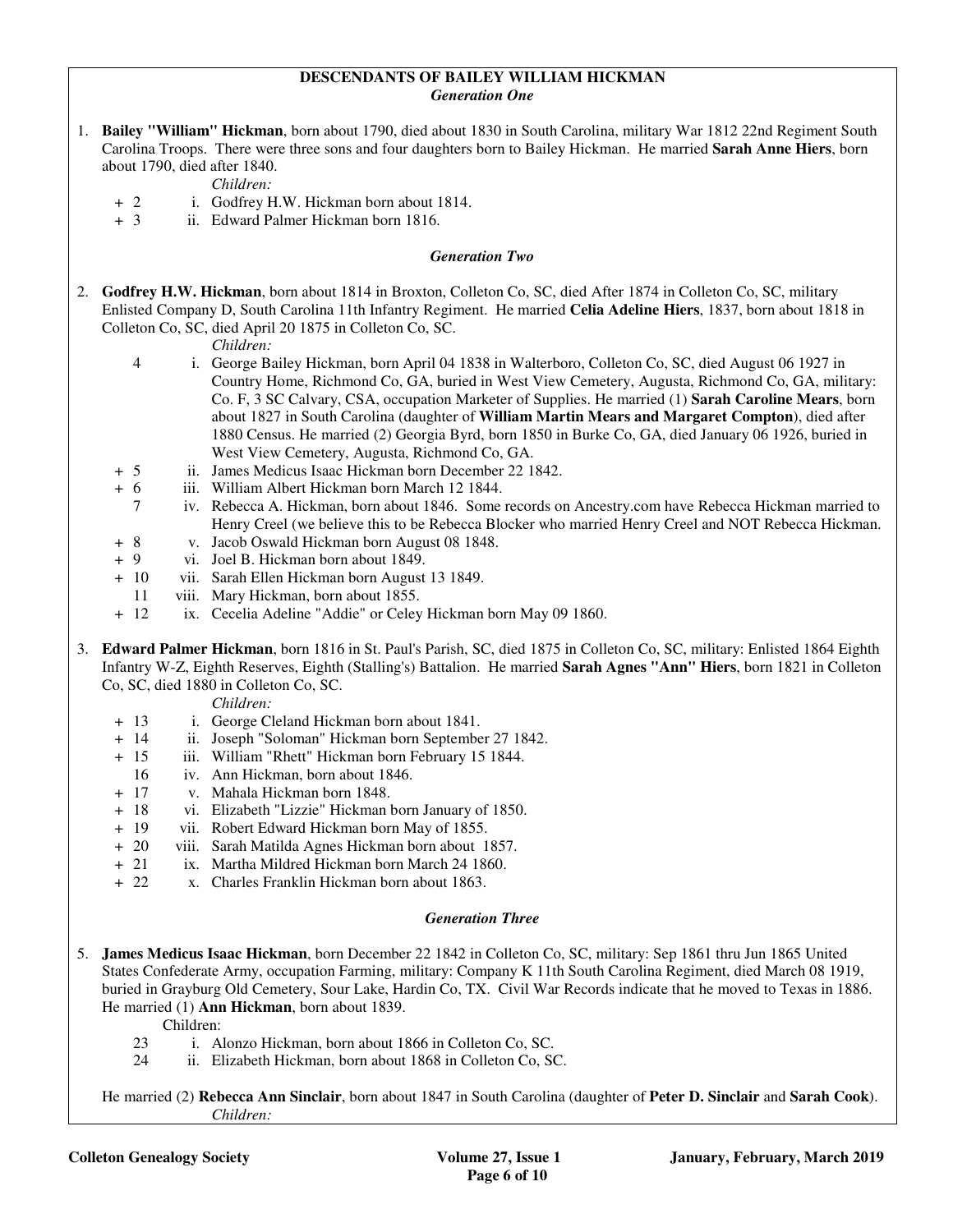## DESCENDANTS OF BAILEY WILLIAM HICKMAN

### *Generation One*

1. **Bailey "William" Hickman**, born about 1790, died about 1830 in South Carolina, military War 1812 22nd Regiment South Carolina Troops. There were three sons and four daughters born to Bailey Hickman. He married **Sarah Anne Hiers**, born about 1790, died after 1840.

   *Children:*

   - \+ 2 i. Godfrey H.W. Hickman born about 1814.
   - \+ 3 ii. Edward Palmer Hickman born 1816.

### *Generation Two*

2. **Godfrey H.W. Hickman**, born about 1814 in Broxton, Colleton Co, SC, died After 1874 in Colleton Co, SC, military Enlisted Company D, South Carolina 11th Infantry Regiment. He married **Celia Adeline Hiers**, 1837, born about 1818 in Colleton Co, SC, died April 20 1875 in Colleton Co, SC.

   *Children:*

   - 4 i. George Bailey Hickman, born April 04 1838 in Walterboro, Colleton Co, SC, died August 06 1927 in Country Home, Richmond Co, GA, buried in West View Cemetery, Augusta, Richmond Co, GA, military: Co. F, 3 SC Calvary, CSA, occupation Marketer of Supplies. He married (1) **Sarah Caroline Mears**, born about 1827 in South Carolina (daughter of **William Martin Mears and Margaret Compton**), died after 1880 Census. He married (2) Georgia Byrd, born 1850 in Burke Co, GA, died January 06 1926, buried in West View Cemetery, Augusta, Richmond Co, GA.
   - \+ 5 ii. James Medicus Isaac Hickman born December 22 1842.
   - \+ 6 iii. William Albert Hickman born March 12 1844.
   - 7 iv. Rebecca A. Hickman, born about 1846. Some records on Ancestry.com have Rebecca Hickman married to Henry Creel (we believe this to be Rebecca Blocker who married Henry Creel and NOT Rebecca Hickman.
   - \+ 8 v. Jacob Oswald Hickman born August 08 1848.
   - \+ 9 vi. Joel B. Hickman born about 1849.
   - \+ 10 vii. Sarah Ellen Hickman born August 13 1849.
   - 11 viii. Mary Hickman, born about 1855.
   - \+ 12 ix. Cecelia Adeline "Addie" or Celey Hickman born May 09 1860.

3. **Edward Palmer Hickman**, born 1816 in St. Paul's Parish, SC, died 1875 in Colleton Co, SC, military: Enlisted 1864 Eighth Infantry W-Z, Eighth Reserves, Eighth (Stalling's) Battalion. He married **Sarah Agnes "Ann" Hiers**, born 1821 in Colleton Co, SC, died 1880 in Colleton Co, SC.

   *Children:*

   - \+ 13 i. George Cleland Hickman born about 1841.
   - \+ 14 ii. Joseph "Soloman" Hickman born September 27 1842.
   - \+ 15 iii. William "Rhett" Hickman born February 15 1844.
   - 16 iv. Ann Hickman, born about 1846.
   - \+ 17 v. Mahala Hickman born 1848.
   - \+ 18 vi. Elizabeth "Lizzie" Hickman born January of 1850.
   - \+ 19 vii. Robert Edward Hickman born May of 1855.
   - \+ 20 viii. Sarah Matilda Agnes Hickman born about 1857.
   - \+ 21 ix. Martha Mildred Hickman born March 24 1860.
   - \+ 22 x. Charles Franklin Hickman born about 1863.

### *Generation Three*

5. **James Medicus Isaac Hickman**, born December 22 1842 in Colleton Co, SC, military: Sep 1861 thru Jun 1865 United States Confederate Army, occupation Farming, military: Company K 11th South Carolina Regiment, died March 08 1919, buried in Grayburg Old Cemetery, Sour Lake, Hardin Co, TX. Civil War Records indicate that he moved to Texas in 1886. He married (1) **Ann Hickman**, born about 1839.

   Children:

   - 23 i. Alonzo Hickman, born about 1866 in Colleton Co, SC.
   - 24 ii. Elizabeth Hickman, born about 1868 in Colleton Co, SC.

   He married (2) **Rebecca Ann Sinclair**, born about 1847 in South Carolina (daughter of **Peter D. Sinclair** and **Sarah Cook**).

   *Children:*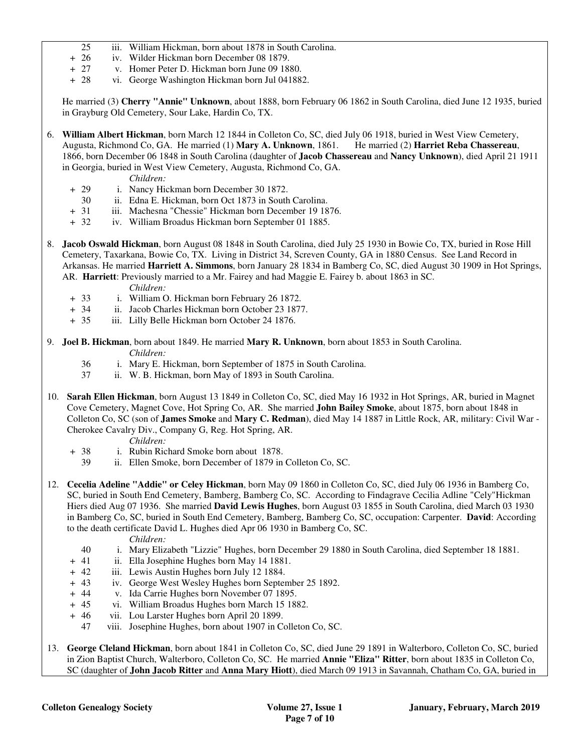25 iii. William Hickman, born about 1878 in South Carolina.
+ 26 iv. Wilder Hickman born December 08 1879.
+ 27 v. Homer Peter D. Hickman born June 09 1880.
+ 28 vi. George Washington Hickman born Jul 041882.

He married (3) **Cherry "Annie" Unknown**, about 1888, born February 06 1862 in South Carolina, died June 12 1935, buried in Grayburg Old Cemetery, Sour Lake, Hardin Co, TX.

6. **William Albert Hickman**, born March 12 1844 in Colleton Co, SC, died July 06 1918, buried in West View Cemetery, Augusta, Richmond Co, GA. He married (1) **Mary A. Unknown**, 1861. He married (2) **Harriet Reba Chassereau**, 1866, born December 06 1848 in South Carolina (daughter of **Jacob Chassereau** and **Nancy Unknown**), died April 21 1911 in Georgia, buried in West View Cemetery, Augusta, Richmond Co, GA.

*Children:*

+ 29 i. Nancy Hickman born December 30 1872.
30 ii. Edna E. Hickman, born Oct 1873 in South Carolina.
+ 31 iii. Machesna "Chessie" Hickman born December 19 1876.
+ 32 iv. William Broadus Hickman born September 01 1885.

8. **Jacob Oswald Hickman**, born August 08 1848 in South Carolina, died July 25 1930 in Bowie Co, TX, buried in Rose Hill Cemetery, Taxarkana, Bowie Co, TX. Living in District 34, Screven County, GA in 1880 Census. See Land Record in Arkansas. He married **Harriett A. Simmons**, born January 28 1834 in Bamberg Co, SC, died August 30 1909 in Hot Springs, AR. **Harriett**: Previously married to a Mr. Fairey and had Maggie E. Fairey b. about 1863 in SC.

*Children:*

+ 33 i. William O. Hickman born February 26 1872.
+ 34 ii. Jacob Charles Hickman born October 23 1877.
+ 35 iii. Lilly Belle Hickman born October 24 1876.

9. **Joel B. Hickman**, born about 1849. He married **Mary R. Unknown**, born about 1853 in South Carolina.

*Children:*

36 i. Mary E. Hickman, born September of 1875 in South Carolina.
37 ii. W. B. Hickman, born May of 1893 in South Carolina.

10. **Sarah Ellen Hickman**, born August 13 1849 in Colleton Co, SC, died May 16 1932 in Hot Springs, AR, buried in Magnet Cove Cemetery, Magnet Cove, Hot Spring Co, AR. She married **John Bailey Smoke**, about 1875, born about 1848 in Colleton Co, SC (son of **James Smoke** and **Mary C. Redman**), died May 14 1887 in Little Rock, AR, military: Civil War - Cherokee Cavalry Div., Company G, Reg. Hot Spring, AR.

*Children:*

+ 38 i. Rubin Richard Smoke born about 1878.
39 ii. Ellen Smoke, born December of 1879 in Colleton Co, SC.

12. **Cecelia Adeline "Addie" or Celey Hickman**, born May 09 1860 in Colleton Co, SC, died July 06 1936 in Bamberg Co, SC, buried in South End Cemetery, Bamberg, Bamberg Co, SC. According to Findagrave Cecilia Adline "Cely"Hickman Hiers died Aug 07 1936. She married **David Lewis Hughes**, born August 03 1855 in South Carolina, died March 03 1930 in Bamberg Co, SC, buried in South End Cemetery, Bamberg, Bamberg Co, SC, occupation: Carpenter. **David**: According to the death certificate David L. Hughes died Apr 06 1930 in Bamberg Co, SC.

*Children:*

40 i. Mary Elizabeth "Lizzie" Hughes, born December 29 1880 in South Carolina, died September 18 1881.
+ 41 ii. Ella Josephine Hughes born May 14 1881.
+ 42 iii. Lewis Austin Hughes born July 12 1884.
+ 43 iv. George West Wesley Hughes born September 25 1892.
+ 44 v. Ida Carrie Hughes born November 07 1895.
+ 45 vi. William Broadus Hughes born March 15 1882.
+ 46 vii. Lou Larster Hughes born April 20 1899.
47 viii. Josephine Hughes, born about 1907 in Colleton Co, SC.

13. **George Cleland Hickman**, born about 1841 in Colleton Co, SC, died June 29 1891 in Walterboro, Colleton Co, SC, buried in Zion Baptist Church, Walterboro, Colleton Co, SC. He married **Annie "Eliza" Ritter**, born about 1835 in Colleton Co, SC (daughter of **John Jacob Ritter** and **Anna Mary Hiott**), died March 09 1913 in Savannah, Chatham Co, GA, buried in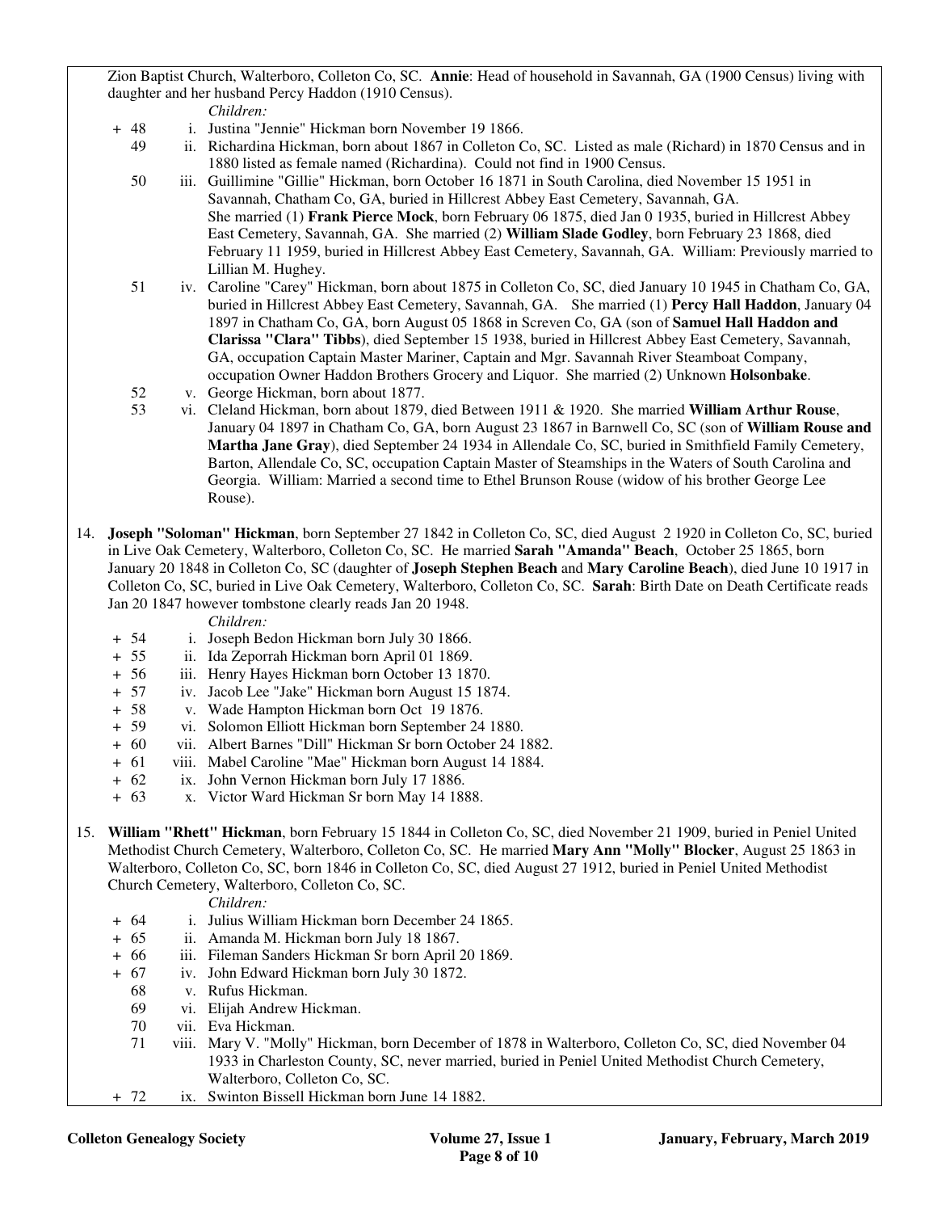Zion Baptist Church, Walterboro, Colleton Co, SC. **Annie**: Head of household in Savannah, GA (1900 Census) living with daughter and her husband Percy Haddon (1910 Census).

*Children:*

- \+ 48 i. Justina "Jennie" Hickman born November 19 1866.
- 49 ii. Richardina Hickman, born about 1867 in Colleton Co, SC. Listed as male (Richard) in 1870 Census and in 1880 listed as female named (Richardina). Could not find in 1900 Census.
- 50 iii. Guillimine "Gillie" Hickman, born October 16 1871 in South Carolina, died November 15 1951 in Savannah, Chatham Co, GA, buried in Hillcrest Abbey East Cemetery, Savannah, GA. She married (1) **Frank Pierce Mock**, born February 06 1875, died Jan 0 1935, buried in Hillcrest Abbey East Cemetery, Savannah, GA. She married (2) **William Slade Godley**, born February 23 1868, died February 11 1959, buried in Hillcrest Abbey East Cemetery, Savannah, GA. William: Previously married to Lillian M. Hughey.
- 51 iv. Caroline "Carey" Hickman, born about 1875 in Colleton Co, SC, died January 10 1945 in Chatham Co, GA, buried in Hillcrest Abbey East Cemetery, Savannah, GA. She married (1) **Percy Hall Haddon**, January 04 1897 in Chatham Co, GA, born August 05 1868 in Screven Co, GA (son of **Samuel Hall Haddon and Clarissa "Clara" Tibbs**), died September 15 1938, buried in Hillcrest Abbey East Cemetery, Savannah, GA, occupation Captain Master Mariner, Captain and Mgr. Savannah River Steamboat Company, occupation Owner Haddon Brothers Grocery and Liquor. She married (2) Unknown **Holsonbake**.
- 52 v. George Hickman, born about 1877.
- 53 vi. Cleland Hickman, born about 1879, died Between 1911 & 1920. She married **William Arthur Rouse**, January 04 1897 in Chatham Co, GA, born August 23 1867 in Barnwell Co, SC (son of **William Rouse and Martha Jane Gray**), died September 24 1934 in Allendale Co, SC, buried in Smithfield Family Cemetery, Barton, Allendale Co, SC, occupation Captain Master of Steamships in the Waters of South Carolina and Georgia. William: Married a second time to Ethel Brunson Rouse (widow of his brother George Lee Rouse).

14. **Joseph "Soloman" Hickman**, born September 27 1842 in Colleton Co, SC, died August 2 1920 in Colleton Co, SC, buried in Live Oak Cemetery, Walterboro, Colleton Co, SC. He married **Sarah "Amanda" Beach**, October 25 1865, born January 20 1848 in Colleton Co, SC (daughter of **Joseph Stephen Beach** and **Mary Caroline Beach**), died June 10 1917 in Colleton Co, SC, buried in Live Oak Cemetery, Walterboro, Colleton Co, SC. **Sarah**: Birth Date on Death Certificate reads Jan 20 1847 however tombstone clearly reads Jan 20 1948.

*Children:*

- \+ 54 i. Joseph Bedon Hickman born July 30 1866.
- \+ 55 ii. Ida Zeporrah Hickman born April 01 1869.
- \+ 56 iii. Henry Hayes Hickman born October 13 1870.
- \+ 57 iv. Jacob Lee "Jake" Hickman born August 15 1874.
- \+ 58 v. Wade Hampton Hickman born Oct 19 1876.
- \+ 59 vi. Solomon Elliott Hickman born September 24 1880.
- \+ 60 vii. Albert Barnes "Dill" Hickman Sr born October 24 1882.
- \+ 61 viii. Mabel Caroline "Mae" Hickman born August 14 1884.
- \+ 62 ix. John Vernon Hickman born July 17 1886.
- \+ 63 x. Victor Ward Hickman Sr born May 14 1888.

15. **William "Rhett" Hickman**, born February 15 1844 in Colleton Co, SC, died November 21 1909, buried in Peniel United Methodist Church Cemetery, Walterboro, Colleton Co, SC. He married **Mary Ann "Molly" Blocker**, August 25 1863 in Walterboro, Colleton Co, SC, born 1846 in Colleton Co, SC, died August 27 1912, buried in Peniel United Methodist Church Cemetery, Walterboro, Colleton Co, SC.

*Children:*

- \+ 64 i. Julius William Hickman born December 24 1865.
- \+ 65 ii. Amanda M. Hickman born July 18 1867.
- \+ 66 iii. Fileman Sanders Hickman Sr born April 20 1869.
- \+ 67 iv. John Edward Hickman born July 30 1872.
- 68 v. Rufus Hickman.
- 69 vi. Elijah Andrew Hickman.
- 70 vii. Eva Hickman.
- 71 viii. Mary V. "Molly" Hickman, born December of 1878 in Walterboro, Colleton Co, SC, died November 04 1933 in Charleston County, SC, never married, buried in Peniel United Methodist Church Cemetery, Walterboro, Colleton Co, SC.
- \+ 72 ix. Swinton Bissell Hickman born June 14 1882.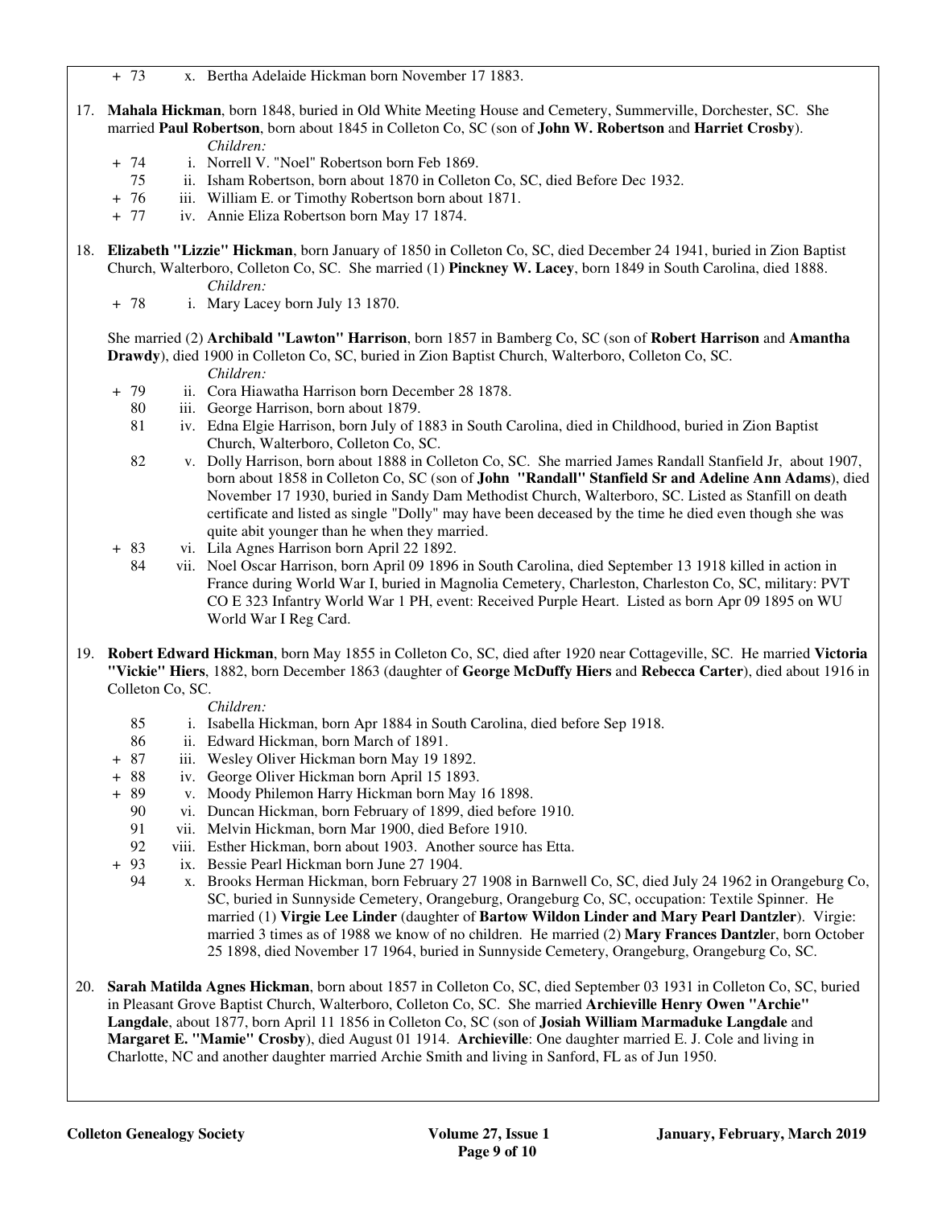+ 73 x. Bertha Adelaide Hickman born November 17 1883.

17. **Mahala Hickman**, born 1848, buried in Old White Meeting House and Cemetery, Summerville, Dorchester, SC. She married **Paul Robertson**, born about 1845 in Colleton Co, SC (son of **John W. Robertson** and **Harriet Crosby**).

    *Children:*

    + 74 i. Norrell V. "Noel" Robertson born Feb 1869.
    75 ii. Isham Robertson, born about 1870 in Colleton Co, SC, died Before Dec 1932.
    + 76 iii. William E. or Timothy Robertson born about 1871.
    + 77 iv. Annie Eliza Robertson born May 17 1874.

18. **Elizabeth "Lizzie" Hickman**, born January of 1850 in Colleton Co, SC, died December 24 1941, buried in Zion Baptist Church, Walterboro, Colleton Co, SC. She married (1) **Pinckney W. Lacey**, born 1849 in South Carolina, died 1888.

    *Children:*

    + 78 i. Mary Lacey born July 13 1870.

    She married (2) **Archibald "Lawton" Harrison**, born 1857 in Bamberg Co, SC (son of **Robert Harrison** and **Amantha Drawdy**), died 1900 in Colleton Co, SC, buried in Zion Baptist Church, Walterboro, Colleton Co, SC.

    *Children:*

    + 79 ii. Cora Hiawatha Harrison born December 28 1878.
    80 iii. George Harrison, born about 1879.
    81 iv. Edna Elgie Harrison, born July of 1883 in South Carolina, died in Childhood, buried in Zion Baptist Church, Walterboro, Colleton Co, SC.
    82 v. Dolly Harrison, born about 1888 in Colleton Co, SC. She married James Randall Stanfield Jr, about 1907, born about 1858 in Colleton Co, SC (son of **John "Randall" Stanfield Sr and Adeline Ann Adams**), died November 17 1930, buried in Sandy Dam Methodist Church, Walterboro, SC. Listed as Stanfill on death certificate and listed as single "Dolly" may have been deceased by the time he died even though she was quite abit younger than he when they married.
    + 83 vi. Lila Agnes Harrison born April 22 1892.
    84 vii. Noel Oscar Harrison, born April 09 1896 in South Carolina, died September 13 1918 killed in action in France during World War I, buried in Magnolia Cemetery, Charleston, Charleston Co, SC, military: PVT CO E 323 Infantry World War 1 PH, event: Received Purple Heart. Listed as born Apr 09 1895 on WU World War I Reg Card.

19. **Robert Edward Hickman**, born May 1855 in Colleton Co, SC, died after 1920 near Cottageville, SC. He married **Victoria "Vickie" Hiers**, 1882, born December 1863 (daughter of **George McDuffy Hiers** and **Rebecca Carter**), died about 1916 in Colleton Co, SC.

    *Children:*

    85 i. Isabella Hickman, born Apr 1884 in South Carolina, died before Sep 1918.
    86 ii. Edward Hickman, born March of 1891.
    + 87 iii. Wesley Oliver Hickman born May 19 1892.
    + 88 iv. George Oliver Hickman born April 15 1893.
    + 89 v. Moody Philemon Harry Hickman born May 16 1898.
    90 vi. Duncan Hickman, born February of 1899, died before 1910.
    91 vii. Melvin Hickman, born Mar 1900, died Before 1910.
    92 viii. Esther Hickman, born about 1903. Another source has Etta.
    + 93 ix. Bessie Pearl Hickman born June 27 1904.
    94 x. Brooks Herman Hickman, born February 27 1908 in Barnwell Co, SC, died July 24 1962 in Orangeburg Co, SC, buried in Sunnyside Cemetery, Orangeburg, Orangeburg Co, SC, occupation: Textile Spinner. He married (1) **Virgie Lee Linder** (daughter of **Bartow Wildon Linder and Mary Pearl Dantzler**). Virgie: married 3 times as of 1988 we know of no children. He married (2) **Mary Frances Dantzle**r, born October 25 1898, died November 17 1964, buried in Sunnyside Cemetery, Orangeburg, Orangeburg Co, SC.

20. **Sarah Matilda Agnes Hickman**, born about 1857 in Colleton Co, SC, died September 03 1931 in Colleton Co, SC, buried in Pleasant Grove Baptist Church, Walterboro, Colleton Co, SC. She married **Archieville Henry Owen "Archie" Langdale**, about 1877, born April 11 1856 in Colleton Co, SC (son of **Josiah William Marmaduke Langdale** and **Margaret E. "Mamie" Crosby**), died August 01 1914. **Archieville**: One daughter married E. J. Cole and living in Charlotte, NC and another daughter married Archie Smith and living in Sanford, FL as of Jun 1950.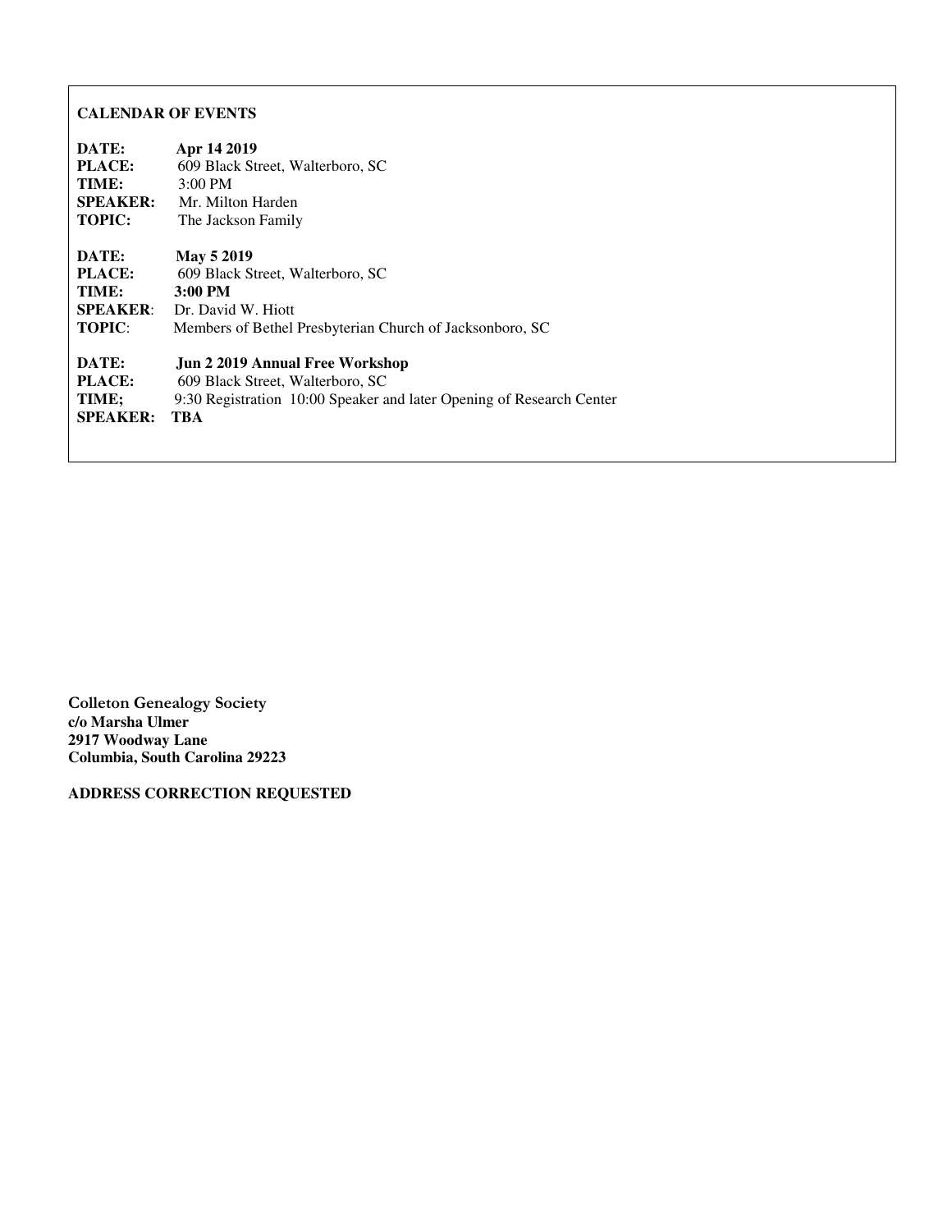**CALENDAR OF EVENTS**

**DATE:** **Apr 14 2019**
**PLACE:** 609 Black Street, Walterboro, SC
**TIME:** 3:00 PM
**SPEAKER:** Mr. Milton Harden
**TOPIC:** The Jackson Family

**DATE:** **May 5 2019**
**PLACE:** 609 Black Street, Walterboro, SC
**TIME:** **3:00 PM**
**SPEAKER**: Dr. David W. Hiott
**TOPIC**: Members of Bethel Presbyterian Church of Jacksonboro, SC

**DATE:** **Jun 2 2019 Annual Free Workshop**
**PLACE:** 609 Black Street, Walterboro, SC
**TIME;** 9:30 Registration 10:00 Speaker and later Opening of Research Center
**SPEAKER:** **TBA**

**Colleton Genealogy Society**
**c/o Marsha Ulmer**
**2917 Woodway Lane**
**Columbia, South Carolina 29223**

**ADDRESS CORRECTION REQUESTED**